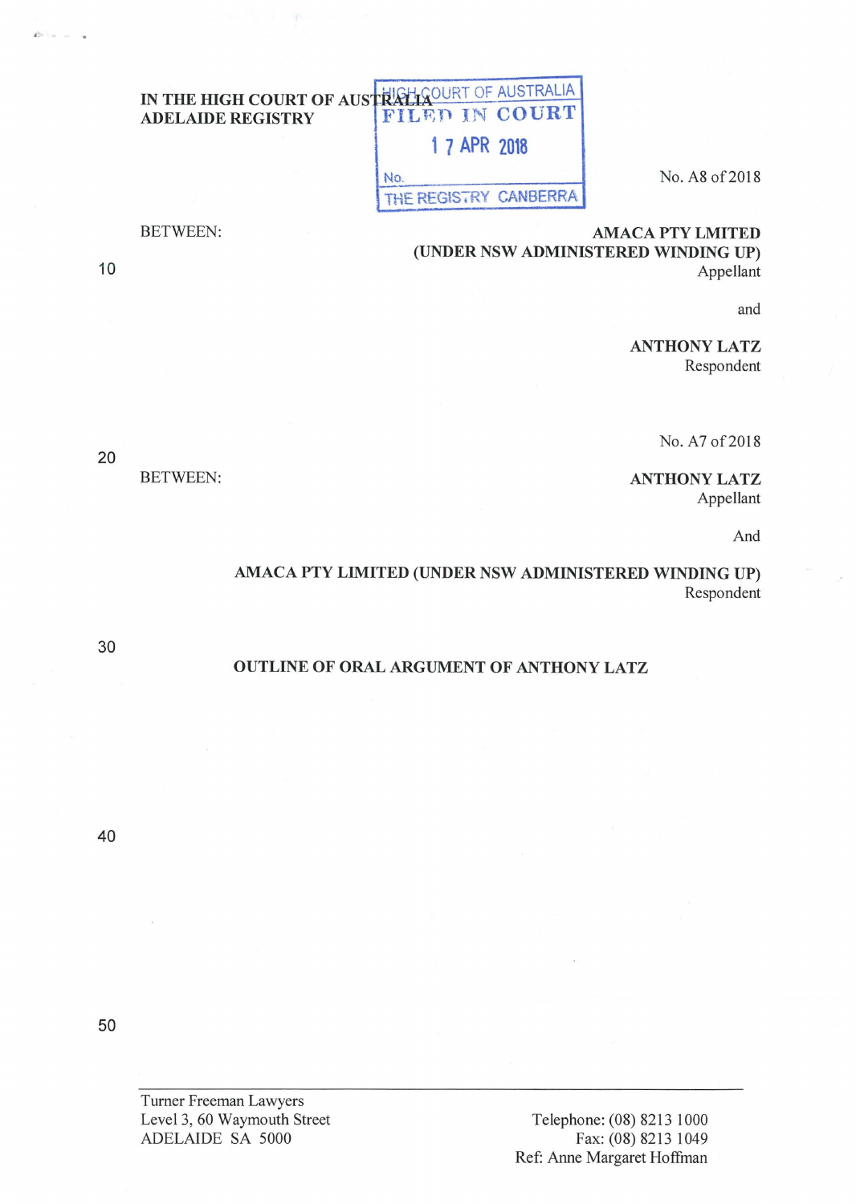IN THE HIGH COURT OF AUSTRALIA
ADELAIDE REGISTRY

HIGH COURT OF AUSTRALIA
FILED IN COURT
17 APR 2018
No.
THE REGISTRY CANBERRA

No. A8 of 2018

BETWEEN:

**AMACA PTY LMITED**
**(UNDER NSW ADMINISTERED WINDING UP)**
Appellant

and

**ANTHONY LATZ**
Respondent

No. A7 of 2018

BETWEEN:

**ANTHONY LATZ**
Appellant

And

**AMACA PTY LIMITED (UNDER NSW ADMINISTERED WINDING UP)**
Respondent

**OUTLINE OF ORAL ARGUMENT OF ANTHONY LATZ**

Turner Freeman Lawyers
Level 3, 60 Waymouth Street
ADELAIDE SA 5000

Telephone: (08) 8213 1000
Fax: (08) 8213 1049
Ref: Anne Margaret Hoffman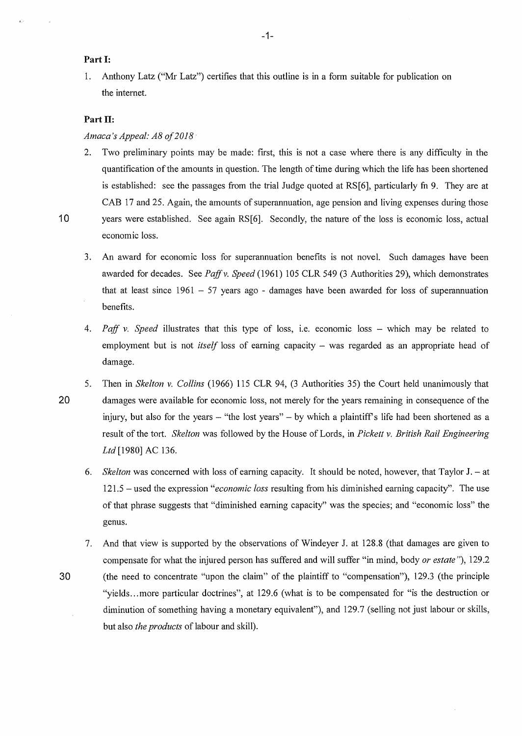**Part I:**

1. Anthony Latz ("Mr Latz") certifies that this outline is in a form suitable for publication on the internet.

**Part II:**

*Amaca's Appeal: A8 of 2018*

2. Two preliminary points may be made: first, this is not a case where there is any difficulty in the quantification of the amounts in question. The length of time during which the life has been shortened is established: see the passages from the trial Judge quoted at RS[6], particularly fn 9. They are at CAB 17 and 25. Again, the amounts of superannuation, age pension and living expenses during those years were established. See again RS[6]. Secondly, the nature of the loss is economic loss, actual economic loss.

3. An award for economic loss for superannuation benefits is not novel. Such damages have been awarded for decades. See *Paff v. Speed* (1961) 105 CLR 549 (3 Authorities 29), which demonstrates that at least since 1961 – 57 years ago - damages have been awarded for loss of superannuation benefits.

4. *Paff v. Speed* illustrates that this type of loss, i.e. economic loss – which may be related to employment but is not *itself* loss of earning capacity – was regarded as an appropriate head of damage.

5. Then in *Skelton v. Collins* (1966) 115 CLR 94, (3 Authorities 35) the Court held unanimously that damages were available for economic loss, not merely for the years remaining in consequence of the injury, but also for the years – "the lost years" – by which a plaintiff's life had been shortened as a result of the tort. *Skelton* was followed by the House of Lords, in *Pickett v. British Rail Engineering Ltd* [1980] AC 136.

6. *Skelton* was concerned with loss of earning capacity. It should be noted, however, that Taylor J. – at 121.5 – used the expression "*economic loss* resulting from his diminished earning capacity". The use of that phrase suggests that "diminished earning capacity" was the species; and "economic loss" the genus.

7. And that view is supported by the observations of Windeyer J. at 128.8 (that damages are given to compensate for what the injured person has suffered and will suffer "in mind, body *or estate*"), 129.2 (the need to concentrate "upon the claim" of the plaintiff to "compensation"), 129.3 (the principle "yields…more particular doctrines", at 129.6 (what is to be compensated for "is the destruction or diminution of something having a monetary equivalent"), and 129.7 (selling not just labour or skills, but also *the products* of labour and skill).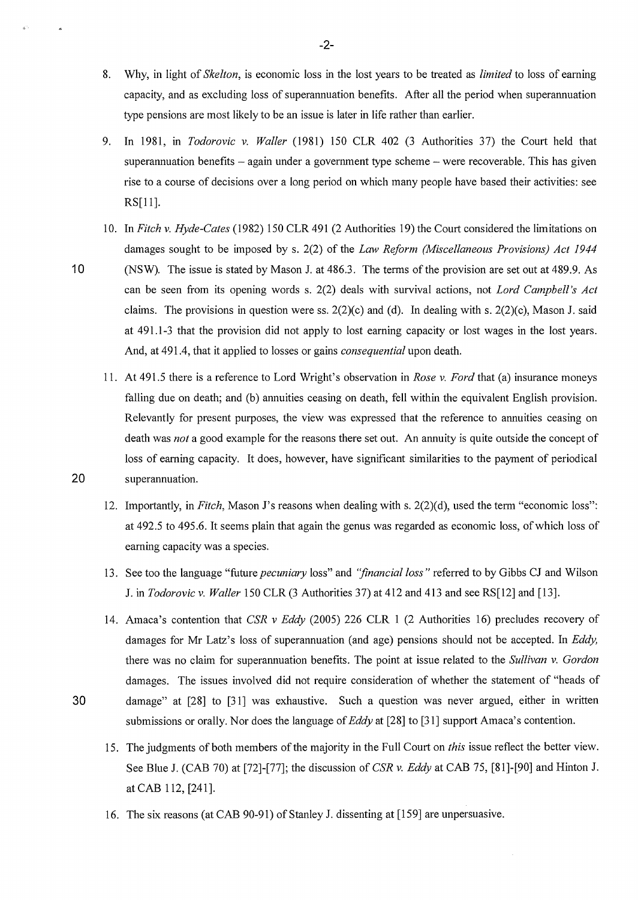8. Why, in light of *Skelton*, is economic loss in the lost years to be treated as *limited* to loss of earning capacity, and as excluding loss of superannuation benefits. After all the period when superannuation type pensions are most likely to be an issue is later in life rather than earlier.

9. In 1981, in *Todorovic v. Waller* (1981) 150 CLR 402 (3 Authorities 37) the Court held that superannuation benefits – again under a government type scheme – were recoverable. This has given rise to a course of decisions over a long period on which many people have based their activities: see RS[11].

10. In *Fitch v. Hyde-Cates* (1982) 150 CLR 491 (2 Authorities 19) the Court considered the limitations on damages sought to be imposed by s. 2(2) of the *Law Reform (Miscellaneous Provisions) Act 1944* (NSW). The issue is stated by Mason J. at 486.3. The terms of the provision are set out at 489.9. As can be seen from its opening words s. 2(2) deals with survival actions, not *Lord Campbell's Act* claims. The provisions in question were ss. 2(2)(c) and (d). In dealing with s. 2(2)(c), Mason J. said at 491.1-3 that the provision did not apply to lost earning capacity or lost wages in the lost years. And, at 491.4, that it applied to losses or gains *consequential* upon death.

11. At 491.5 there is a reference to Lord Wright's observation in *Rose v. Ford* that (a) insurance moneys falling due on death; and (b) annuities ceasing on death, fell within the equivalent English provision. Relevantly for present purposes, the view was expressed that the reference to annuities ceasing on death was *not* a good example for the reasons there set out. An annuity is quite outside the concept of loss of earning capacity. It does, however, have significant similarities to the payment of periodical superannuation.

12. Importantly, in *Fitch*, Mason J's reasons when dealing with s. 2(2)(d), used the term "economic loss": at 492.5 to 495.6. It seems plain that again the genus was regarded as economic loss, of which loss of earning capacity was a species.

13. See too the language "future *pecuniary* loss" and *"financial loss"* referred to by Gibbs CJ and Wilson J. in *Todorovic v. Waller* 150 CLR (3 Authorities 37) at 412 and 413 and see RS[12] and [13].

14. Amaca's contention that *CSR v Eddy* (2005) 226 CLR 1 (2 Authorities 16) precludes recovery of damages for Mr Latz's loss of superannuation (and age) pensions should not be accepted. In *Eddy,* there was no claim for superannuation benefits. The point at issue related to the *Sullivan v. Gordon* damages. The issues involved did not require consideration of whether the statement of "heads of damage" at [28] to [31] was exhaustive. Such a question was never argued, either in written submissions or orally. Nor does the language of *Eddy* at [28] to [31] support Amaca's contention.

15. The judgments of both members of the majority in the Full Court on *this* issue reflect the better view. See Blue J. (CAB 70) at [72]-[77]; the discussion of *CSR v. Eddy* at CAB 75, [81]-[90] and Hinton J. at CAB 112, [241].

16. The six reasons (at CAB 90-91) of Stanley J. dissenting at [159] are unpersuasive.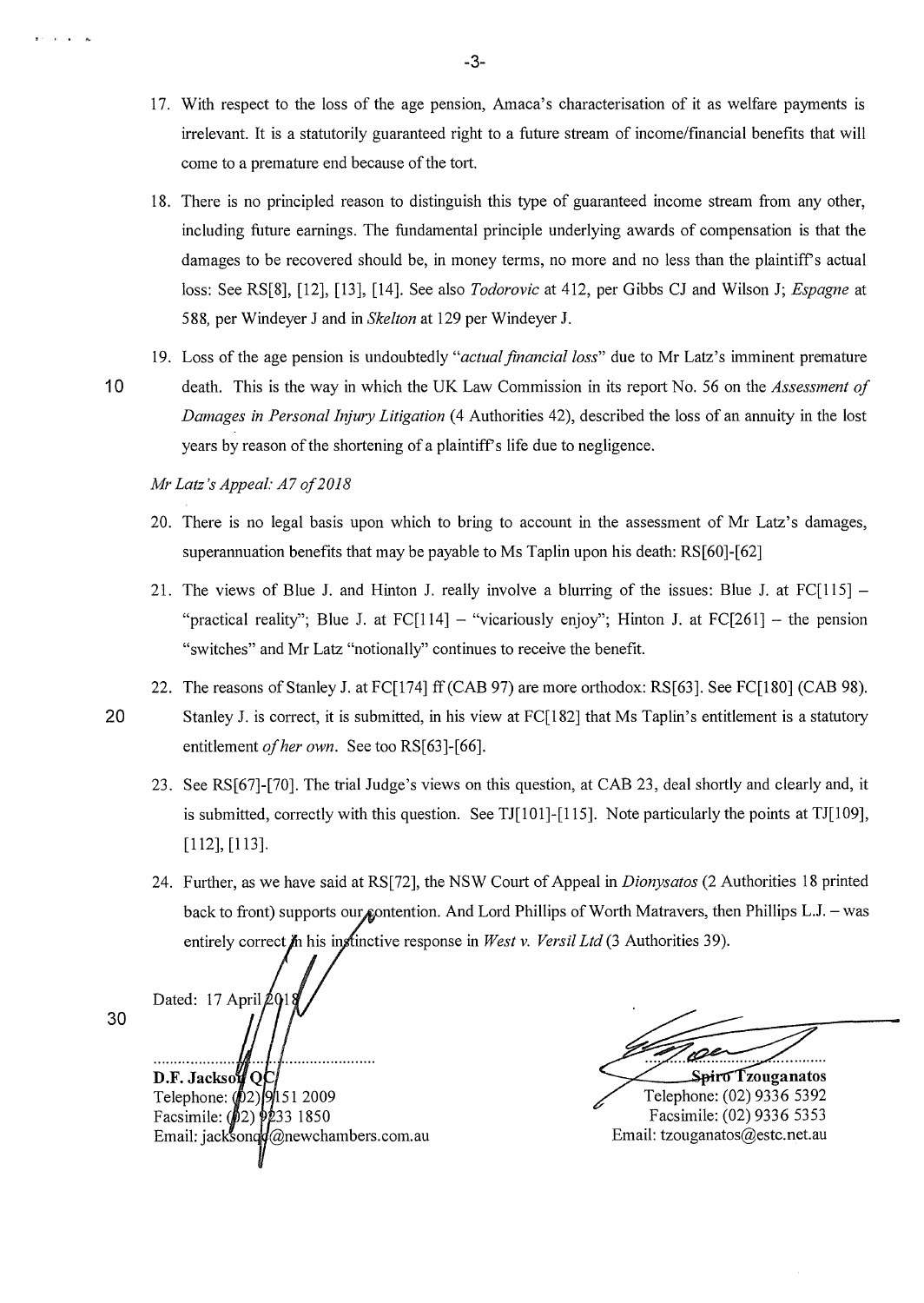17. With respect to the loss of the age pension, Amaca's characterisation of it as welfare payments is irrelevant. It is a statutorily guaranteed right to a future stream of income/financial benefits that will come to a premature end because of the tort.

18. There is no principled reason to distinguish this type of guaranteed income stream from any other, including future earnings. The fundamental principle underlying awards of compensation is that the damages to be recovered should be, in money terms, no more and no less than the plaintiff's actual loss: See RS[8], [12], [13], [14]. See also *Todorovic* at 412, per Gibbs CJ and Wilson J; *Espagne* at 588, per Windeyer J and in *Skelton* at 129 per Windeyer J.

19. Loss of the age pension is undoubtedly "*actual financial loss*" due to Mr Latz's imminent premature death. This is the way in which the UK Law Commission in its report No. 56 on the *Assessment of Damages in Personal Injury Litigation* (4 Authorities 42), described the loss of an annuity in the lost years by reason of the shortening of a plaintiff's life due to negligence.

*Mr Latz's Appeal: A7 of 2018*

20. There is no legal basis upon which to bring to account in the assessment of Mr Latz's damages, superannuation benefits that may be payable to Ms Taplin upon his death: RS[60]-[62]

21. The views of Blue J. and Hinton J. really involve a blurring of the issues: Blue J. at FC[115] – "practical reality"; Blue J. at FC[114] – "vicariously enjoy"; Hinton J. at FC[261] – the pension "switches" and Mr Latz "notionally" continues to receive the benefit.

22. The reasons of Stanley J. at FC[174] ff (CAB 97) are more orthodox: RS[63]. See FC[180] (CAB 98). Stanley J. is correct, it is submitted, in his view at FC[182] that Ms Taplin's entitlement is a statutory entitlement *of her own*. See too RS[63]-[66].

23. See RS[67]-[70]. The trial Judge's views on this question, at CAB 23, deal shortly and clearly and, it is submitted, correctly with this question. See TJ[101]-[115]. Note particularly the points at TJ[109], [112], [113].

24. Further, as we have said at RS[72], the NSW Court of Appeal in *Dionysatos* (2 Authorities 18 printed back to front) supports our contention. And Lord Phillips of Worth Matravers, then Phillips L.J. – was entirely correct in his instinctive response in *West v. Versil Ltd* (3 Authorities 39).

Dated: 17 April 2018

**D.F. Jackson QC**
Telephone: (02) 9151 2009
Facsimile: (02) 9233 1850
Email: jacksonqc@newchambers.com.au

**Spiro Tzouganatos**
Telephone: (02) 9336 5392
Facsimile: (02) 9336 5353
Email: tzouganatos@estc.net.au